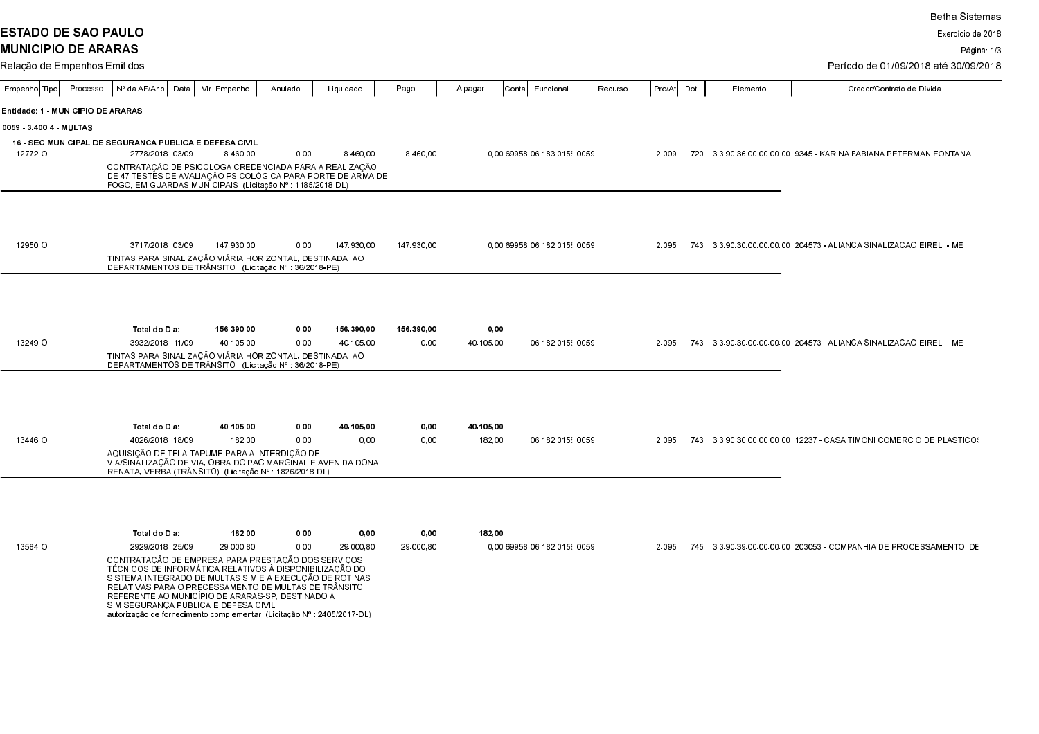**ESTADO DE SAO PAULO**

**MUNICIPIO DE ARARAS**

Relação de Empenhos Emitidos

Betha Sistemas

Exercício de 2018

Período de 01/09/2018 até 30/09/2018

| Empenho | Tipo | Processo | Nº da AF/Ano | Data | Vlr. Empenho | Anulado | Liquidado | Pago | A pagar | Conta | Funcional | Recurso | Pro/At | Dot. | Elemento | Credor/Contrato de Dívida |
|---|---|---|---|---|---|---|---|---|---|---|---|---|---|---|---|---|
| **Entidade: 1 - MUNICIPIO DE ARARAS** | | | | | | | | | | | | | | | | |
| **0059 - 3.400.4 - MULTAS** | | | | | | | | | | | | | | | | |
| **16 - SEC MUNICIPAL DE SEGURANCA PUBLICA E DEFESA CIVIL** | | | | | | | | | | | | | | | | |
| 12772 | O | | 2778/2018 | 03/09 | 8.460,00 | 0,00 | 8.460,00 | 8.460,00 | 0,00 | 69958 | 06.183.0158 | 0059 | 2.009 | 720 | 3.3.90.36.00.00.00.00 | 9345 - KARINA FABIANA PETERMAN FONTANA |
| | | | CONTRATAÇÃO DE PSICOLOGA CREDENCIADA PARA A REALIZAÇÃO DE 47 TESTES DE AVALIAÇÃO PSICOLÓGICA PARA PORTE DE ARMA DE FOGO, EM GUARDAS MUNICIPAIS (Licitação Nº : 1185/2018-DL) | | | | | | | | | | | | | |
| 12950 | O | | 3717/2018 | 03/09 | 147.930,00 | 0,00 | 147.930,00 | 147.930,00 | 0,00 | 69958 | 06.182.0158 | 0059 | 2.095 | 743 | 3.3.90.30.00.00.00.00 | 204573 - ALIANCA SINALIZACAO EIRELI - ME |
| | | | TINTAS PARA SINALIZAÇÃO VIÁRIA HORIZONTAL, DESTINADA AO DEPARTAMENTOS DE TRÂNSITO (Licitação Nº : 36/2018-PE) | | | | | | | | | | | | | |
| | | | **Total do Dia:** | | **156.390,00** | **0,00** | **156.390,00** | **156.390,00** | **0,00** | | | | | | | |
| 13249 | O | | 3932/2018 | 11/09 | 40.105,00 | 0,00 | 40.105,00 | 0,00 | 40.105,00 | | 06.182.0158 | 0059 | 2.095 | 743 | 3.3.90.30.00.00.00.00 | 204573 - ALIANCA SINALIZACAO EIRELI - ME |
| | | | TINTAS PARA SINALIZAÇÃO VIÁRIA HORIZONTAL, DESTINADA AO DEPARTAMENTOS DE TRÂNSITO (Licitação Nº : 36/2018-PE) | | | | | | | | | | | | | |
| | | | **Total do Dia:** | | **40.105,00** | **0,00** | **40.105,00** | **0,00** | **40.105,00** | | | | | | | |
| 13446 | O | | 4026/2018 | 18/09 | 182,00 | 0,00 | 0,00 | 0,00 | 182,00 | | 06.182.0158 | 0059 | 2.095 | 743 | 3.3.90.30.00.00.00.00 | 12237 - CASA TIMONI COMERCIO DE PLASTICOS |
| | | | AQUISIÇÃO DE TELA TAPUME PARA A INTERDIÇÃO DE VIA/SINALIZAÇÃO DE VIA, OBRA DO PAC MARGINAL E AVENIDA DONA RENATA, VERBA (TRÂNSITO) (Licitação Nº : 1826/2018-DL) | | | | | | | | | | | | | |
| | | | **Total do Dia:** | | **182,00** | **0,00** | **0,00** | **0,00** | **182,00** | | | | | | | |
| 13584 | O | | 2929/2018 | 25/09 | 29.000,80 | 0,00 | 29.000,80 | 29.000,80 | 0,00 | 69958 | 06.182.0158 | 0059 | 2.095 | 745 | 3.3.90.39.00.00.00.00 | 203053 - COMPANHIA DE PROCESSAMENTO DE |
| | | | CONTRATAÇÃO DE EMPRESA PARA PRESTAÇÃO DOS SERVIÇOS TÉCNICOS DE INFORMÁTICA RELATIVOS À DISPONIBILIZAÇÃO DO SISTEMA INTEGRADO DE MULTAS SIM E A EXECUÇÃO DE ROTINAS RELATIVAS PARA O PRECESSAMENTO DE MULTAS DE TRÂNSITO REFERENTE AO MUNICÍPIO DE ARARAS-SP, DESTINADO A S.M.SEGURANÇA PUBLICA E DEFESA CIVIL autorização de fornecimento complementar (Licitação Nº : 2405/2017-DL) | | | | | | | | | | | | | |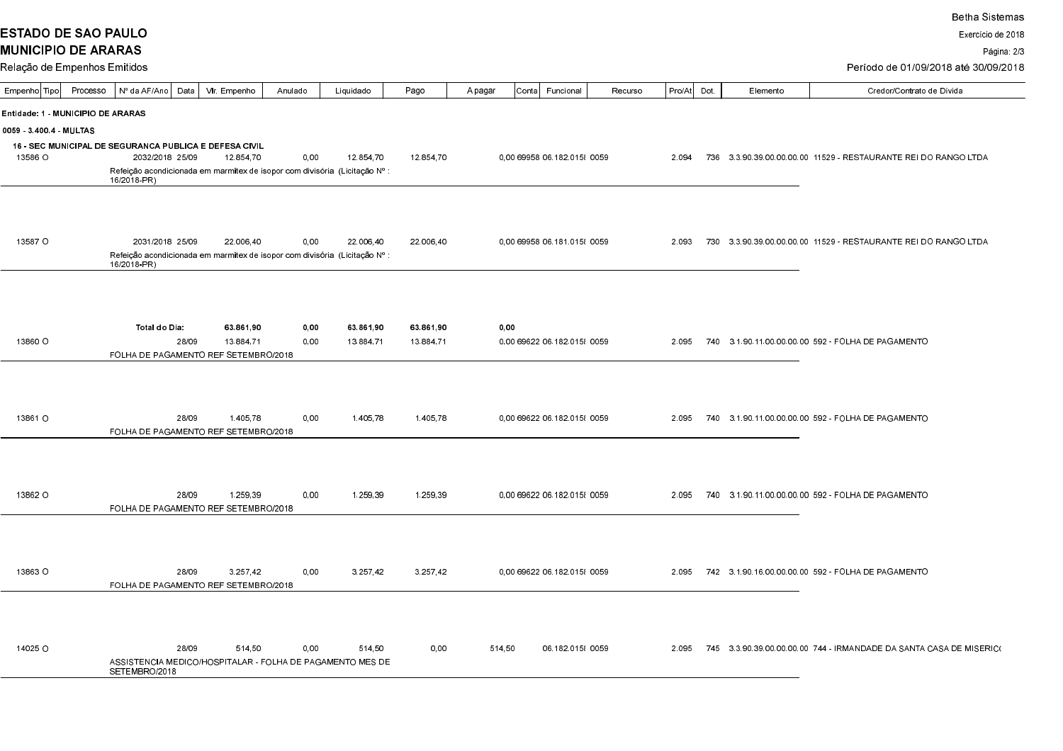ESTADO DE SAO PAULO

MUNICIPIO DE ARARAS

Relação de Empenhos Emitidos

Betha Sistemas

Exercício de 2018

Período de 01/09/2018 até 30/09/2018

| Empenho | Tipo | Processo | Nº da AF/Ano | Data | Vlr. Empenho | Anulado | Liquidado | Pago | A pagar | Conta | Funcional | Recurso | Pro/At | Dot. | Elemento | Credor/Contrato de Dívida |
|---|---|---|---|---|---|---|---|---|---|---|---|---|---|---|---|---|
| **Entidade: 1 - MUNICIPIO DE ARARAS** | | | | | | | | | | | | | | | | |
| **0059 - 3.400.4 - MULTAS** | | | | | | | | | | | | | | | | |
| **16 - SEC MUNICIPAL DE SEGURANCA PUBLICA E DEFESA CIVIL** | | | | | | | | | | | | | | | | |
| 13586 | O | | 2032/2018 | 25/09 | 12.854,70 | 0,00 | 12.854,70 | 12.854,70 | 0,00 | 69958 | 06.182.015( | 0059 | 2.094 | 736 | 3.3.90.39.00.00.00.00 | 11529 - RESTAURANTE REI DO RANGO LTDA |
| | | | Refeição acondicionada em marmitex de isopor com divisória (Licitação Nº : 16/2018-PR) | | | | | | | | | | | | | |
| 13587 | O | | 2031/2018 | 25/09 | 22.006,40 | 0,00 | 22.006,40 | 22.006,40 | 0,00 | 69958 | 06.181.015( | 0059 | 2.093 | 730 | 3.3.90.39.00.00.00.00 | 11529 - RESTAURANTE REI DO RANGO LTDA |
| | | | Refeição acondicionada em marmitex de isopor com divisória (Licitação Nº : 16/2018-PR) | | | | | | | | | | | | | |
| | | | **Total do Dia:** | | **63.861,90** | **0,00** | **63.861,90** | **63.861,90** | **0,00** | | | | | | | |
| 13860 | O | | | 28/09 | 13.884,71 | 0,00 | 13.884,71 | 13.884,71 | 0,00 | 69622 | 06.182.015( | 0059 | 2.095 | 740 | 3.1.90.11.00.00.00.00 | 592 - FOLHA DE PAGAMENTO |
| | | | FOLHA DE PAGAMENTO REF SETEMBRO/2018 | | | | | | | | | | | | | |
| 13861 | O | | | 28/09 | 1.405,78 | 0,00 | 1.405,78 | 1.405,78 | 0,00 | 69622 | 06.182.015( | 0059 | 2.095 | 740 | 3.1.90.11.00.00.00.00 | 592 - FOLHA DE PAGAMENTO |
| | | | FOLHA DE PAGAMENTO REF SETEMBRO/2018 | | | | | | | | | | | | | |
| 13862 | O | | | 28/09 | 1.259,39 | 0,00 | 1.259,39 | 1.259,39 | 0,00 | 69622 | 06.182.015( | 0059 | 2.095 | 740 | 3.1.90.11.00.00.00.00 | 592 - FOLHA DE PAGAMENTO |
| | | | FOLHA DE PAGAMENTO REF SETEMBRO/2018 | | | | | | | | | | | | | |
| 13863 | O | | | 28/09 | 3.257,42 | 0,00 | 3.257,42 | 3.257,42 | 0,00 | 69622 | 06.182.015( | 0059 | 2.095 | 742 | 3.1.90.16.00.00.00.00 | 592 - FOLHA DE PAGAMENTO |
| | | | FOLHA DE PAGAMENTO REF SETEMBRO/2018 | | | | | | | | | | | | | |
| 14025 | O | | | 28/09 | 514,50 | 0,00 | 514,50 | 0,00 | 514,50 | | 06.182.015( | 0059 | 2.095 | 745 | 3.3.90.39.00.00.00.00 | 744 - IRMANDADE DA SANTA CASA DE MISERIC( |
| | | | ASSISTENCIA MEDICO/HOSPITALAR - FOLHA DE PAGAMENTO MES DE SETEMBRO/2018 | | | | | | | | | | | | | |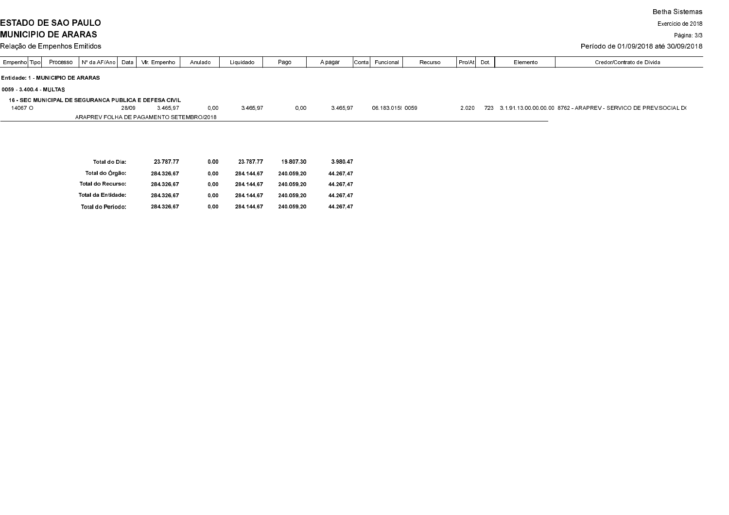**ESTADO DE SAO PAULO**

**MUNICIPIO DE ARARAS**

Relação de Empenhos Emitidos

Betha Sistemas

Exercício de 2018

Período de 01/09/2018 até 30/09/2018

| Empenho | Tipo | Processo | Nº da AF/Ano | Data | Vlr. Empenho | Anulado | Liquidado | Pago | A pagar | Conta | Funcional | Recurso | Pro/At | Dot. | Elemento | Credor/Contrato de Dívida |
|---|---|---|---|---|---|---|---|---|---|---|---|---|---|---|---|---|
| **Entidade: 1 - MUNICIPIO DE ARARAS** | | | | | | | | | | | | | | | | |
| **0059 - 3.400.4 - MULTAS** | | | | | | | | | | | | | | | | |
| **16 - SEC MUNICIPAL DE SEGURANCA PUBLICA E DEFESA CIVIL** | | | | | | | | | | | | | | | | |
| 14067 | O | | | 28/09 | 3.465,97 | 0,00 | 3.465,97 | 0,00 | 3.465,97 | | 06.183.015( | 0059 | 2.020 | 723 | 3.1.91.13.00.00.00 | 8762 - ARAPREV - SERVICO DE PREV.SOCIAL D( |
| | | ARAPREV FOLHA DE PAGAMENTO SETEMBRO/2018 | | | | | | | | | | | | | | |

| | Vlr. Empenho | Anulado | Liquidado | Pago | A pagar |
|---|---|---|---|---|---|
| **Total do Dia:** | **23.787,77** | **0,00** | **23.787,77** | **19.807,30** | **3.980,47** |
| **Total do Órgão:** | **284.326,67** | **0,00** | **284.144,67** | **240.059,20** | **44.267,47** |
| **Total do Recurso:** | **284.326,67** | **0,00** | **284.144,67** | **240.059,20** | **44.267,47** |
| **Total da Entidade:** | **284.326,67** | **0,00** | **284.144,67** | **240.059,20** | **44.267,47** |
| **Total do Período:** | **284.326,67** | **0,00** | **284.144,67** | **240.059,20** | **44.267,47** |